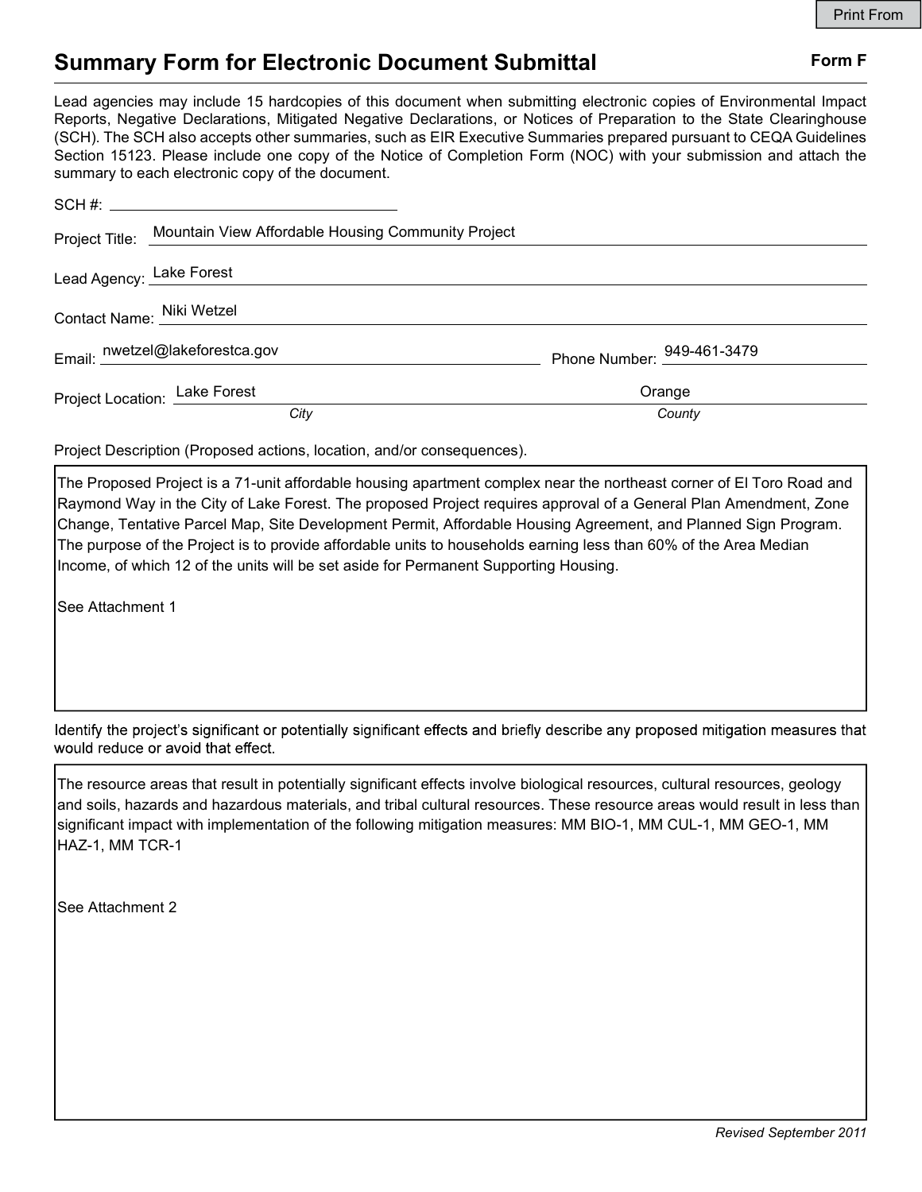Print From

# Summary Form for Electronic Document Submittal

**Form F**

Lead agencies may include 15 hardcopies of this document when submitting electronic copies of Environmental Impact Reports, Negative Declarations, Mitigated Negative Declarations, or Notices of Preparation to the State Clearinghouse (SCH). The SCH also accepts other summaries, such as EIR Executive Summaries prepared pursuant to CEQA Guidelines Section 15123. Please include one copy of the Notice of Completion Form (NOC) with your submission and attach the summary to each electronic copy of the document.

SCH #: \_\_\_\_\_\_\_\_\_\_\_\_\_\_\_\_\_\_\_\_

Project Title: Mountain View Affordable Housing Community Project

Lead Agency: Lake Forest

Contact Name: Niki Wetzel

Email: nwetzel@lakeforestca.gov

Phone Number: 949-461-3479

Project Location: Lake Forest (*City*), Orange (*County*)

Project Description (Proposed actions, location, and/or consequences).

> The Proposed Project is a 71-unit affordable housing apartment complex near the northeast corner of El Toro Road and Raymond Way in the City of Lake Forest. The proposed Project requires approval of a General Plan Amendment, Zone Change, Tentative Parcel Map, Site Development Permit, Affordable Housing Agreement, and Planned Sign Program. The purpose of the Project is to provide affordable units to households earning less than 60% of the Area Median Income, of which 12 of the units will be set aside for Permanent Supporting Housing.
>
> See Attachment 1

Identify the project's significant or potentially significant effects and briefly describe any proposed mitigation measures that would reduce or avoid that effect.

> The resource areas that result in potentially significant effects involve biological resources, cultural resources, geology and soils, hazards and hazardous materials, and tribal cultural resources. These resource areas would result in less than significant impact with implementation of the following mitigation measures: MM BIO-1, MM CUL-1, MM GEO-1, MM HAZ-1, MM TCR-1
>
> See Attachment 2

*Revised September 2011*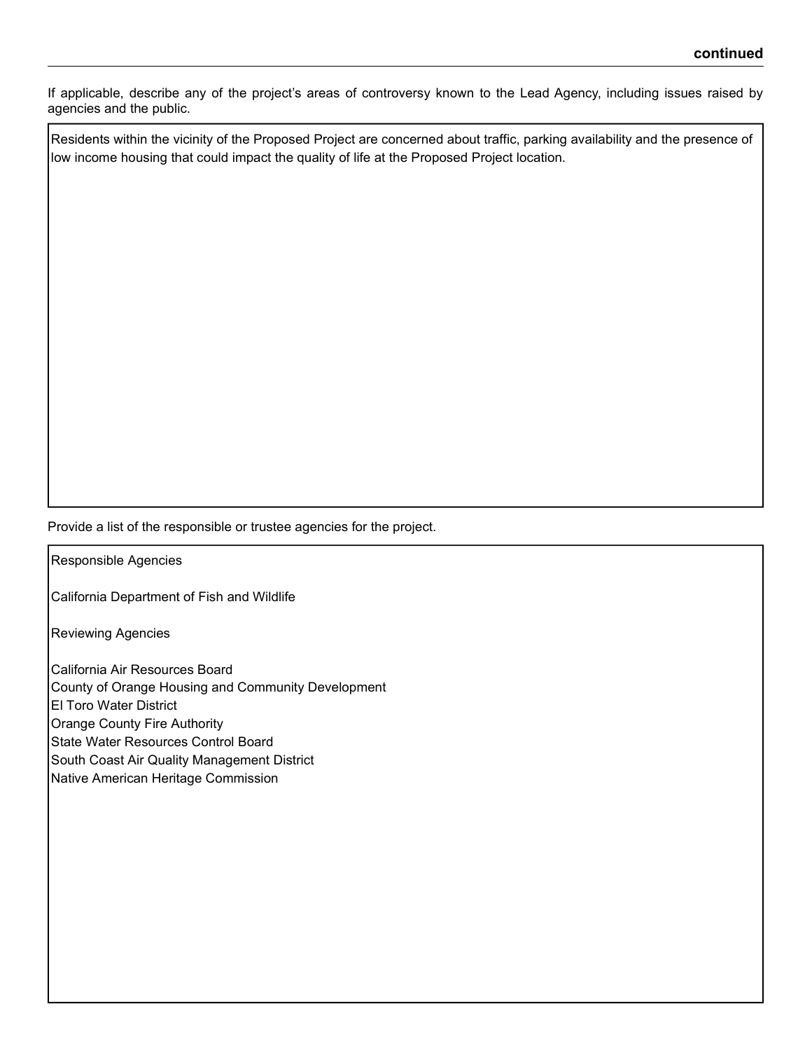**continued**

If applicable, describe any of the project's areas of controversy known to the Lead Agency, including issues raised by agencies and the public.

Residents within the vicinity of the Proposed Project are concerned about traffic, parking availability and the presence of low income housing that could impact the quality of life at the Proposed Project location.

Provide a list of the responsible or trustee agencies for the project.

Responsible Agencies

California Department of Fish and Wildlife

Reviewing Agencies

California Air Resources Board
County of Orange Housing and Community Development
El Toro Water District
Orange County Fire Authority
State Water Resources Control Board
South Coast Air Quality Management District
Native American Heritage Commission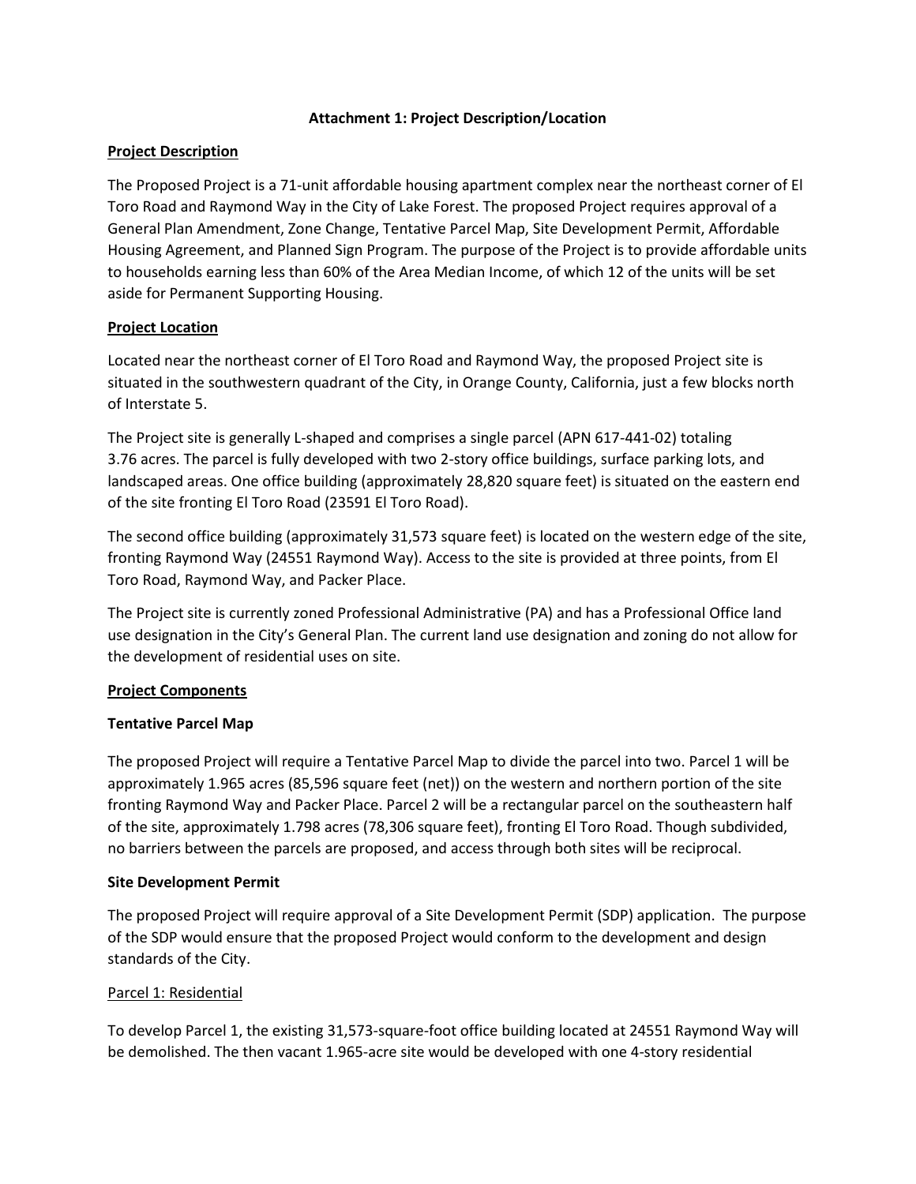**Attachment 1: Project Description/Location**

**Project Description**

The Proposed Project is a 71-unit affordable housing apartment complex near the northeast corner of El Toro Road and Raymond Way in the City of Lake Forest. The proposed Project requires approval of a General Plan Amendment, Zone Change, Tentative Parcel Map, Site Development Permit, Affordable Housing Agreement, and Planned Sign Program. The purpose of the Project is to provide affordable units to households earning less than 60% of the Area Median Income, of which 12 of the units will be set aside for Permanent Supporting Housing.

**Project Location**

Located near the northeast corner of El Toro Road and Raymond Way, the proposed Project site is situated in the southwestern quadrant of the City, in Orange County, California, just a few blocks north of Interstate 5.

The Project site is generally L-shaped and comprises a single parcel (APN 617-441-02) totaling 3.76 acres. The parcel is fully developed with two 2-story office buildings, surface parking lots, and landscaped areas. One office building (approximately 28,820 square feet) is situated on the eastern end of the site fronting El Toro Road (23591 El Toro Road).

The second office building (approximately 31,573 square feet) is located on the western edge of the site, fronting Raymond Way (24551 Raymond Way). Access to the site is provided at three points, from El Toro Road, Raymond Way, and Packer Place.

The Project site is currently zoned Professional Administrative (PA) and has a Professional Office land use designation in the City's General Plan. The current land use designation and zoning do not allow for the development of residential uses on site.

**Project Components**

**Tentative Parcel Map**

The proposed Project will require a Tentative Parcel Map to divide the parcel into two. Parcel 1 will be approximately 1.965 acres (85,596 square feet (net)) on the western and northern portion of the site fronting Raymond Way and Packer Place. Parcel 2 will be a rectangular parcel on the southeastern half of the site, approximately 1.798 acres (78,306 square feet), fronting El Toro Road. Though subdivided, no barriers between the parcels are proposed, and access through both sites will be reciprocal.

**Site Development Permit**

The proposed Project will require approval of a Site Development Permit (SDP) application. The purpose of the SDP would ensure that the proposed Project would conform to the development and design standards of the City.

Parcel 1: Residential

To develop Parcel 1, the existing 31,573-square-foot office building located at 24551 Raymond Way will be demolished. The then vacant 1.965-acre site would be developed with one 4-story residential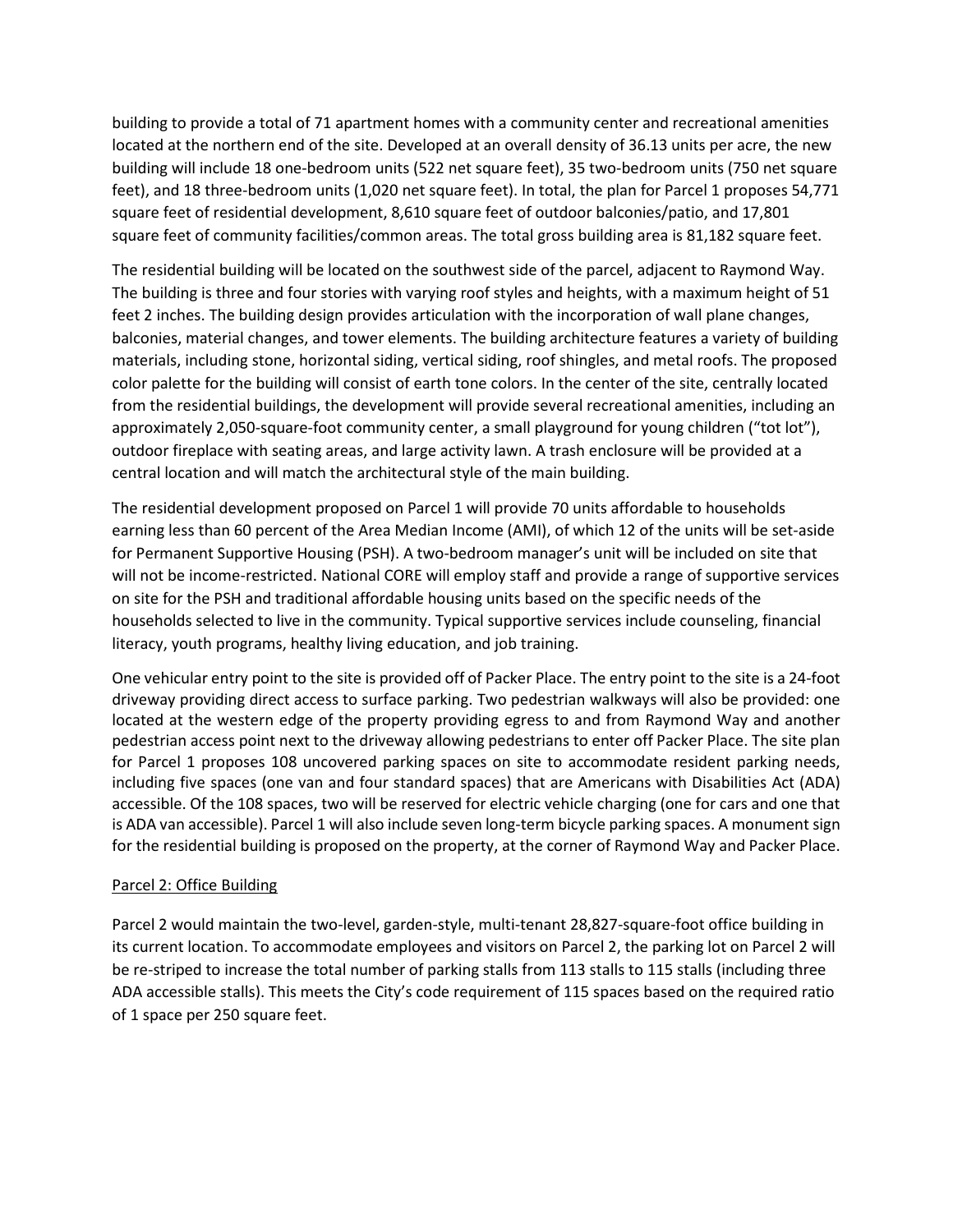building to provide a total of 71 apartment homes with a community center and recreational amenities located at the northern end of the site. Developed at an overall density of 36.13 units per acre, the new building will include 18 one-bedroom units (522 net square feet), 35 two-bedroom units (750 net square feet), and 18 three-bedroom units (1,020 net square feet). In total, the plan for Parcel 1 proposes 54,771 square feet of residential development, 8,610 square feet of outdoor balconies/patio, and 17,801 square feet of community facilities/common areas. The total gross building area is 81,182 square feet.

The residential building will be located on the southwest side of the parcel, adjacent to Raymond Way. The building is three and four stories with varying roof styles and heights, with a maximum height of 51 feet 2 inches. The building design provides articulation with the incorporation of wall plane changes, balconies, material changes, and tower elements. The building architecture features a variety of building materials, including stone, horizontal siding, vertical siding, roof shingles, and metal roofs. The proposed color palette for the building will consist of earth tone colors. In the center of the site, centrally located from the residential buildings, the development will provide several recreational amenities, including an approximately 2,050-square-foot community center, a small playground for young children ("tot lot"), outdoor fireplace with seating areas, and large activity lawn. A trash enclosure will be provided at a central location and will match the architectural style of the main building.

The residential development proposed on Parcel 1 will provide 70 units affordable to households earning less than 60 percent of the Area Median Income (AMI), of which 12 of the units will be set-aside for Permanent Supportive Housing (PSH). A two-bedroom manager's unit will be included on site that will not be income-restricted. National CORE will employ staff and provide a range of supportive services on site for the PSH and traditional affordable housing units based on the specific needs of the households selected to live in the community. Typical supportive services include counseling, financial literacy, youth programs, healthy living education, and job training.

One vehicular entry point to the site is provided off of Packer Place. The entry point to the site is a 24-foot driveway providing direct access to surface parking. Two pedestrian walkways will also be provided: one located at the western edge of the property providing egress to and from Raymond Way and another pedestrian access point next to the driveway allowing pedestrians to enter off Packer Place. The site plan for Parcel 1 proposes 108 uncovered parking spaces on site to accommodate resident parking needs, including five spaces (one van and four standard spaces) that are Americans with Disabilities Act (ADA) accessible. Of the 108 spaces, two will be reserved for electric vehicle charging (one for cars and one that is ADA van accessible). Parcel 1 will also include seven long-term bicycle parking spaces. A monument sign for the residential building is proposed on the property, at the corner of Raymond Way and Packer Place.

<u>Parcel 2: Office Building</u>

Parcel 2 would maintain the two-level, garden-style, multi-tenant 28,827-square-foot office building in its current location. To accommodate employees and visitors on Parcel 2, the parking lot on Parcel 2 will be re-striped to increase the total number of parking stalls from 113 stalls to 115 stalls (including three ADA accessible stalls). This meets the City's code requirement of 115 spaces based on the required ratio of 1 space per 250 square feet.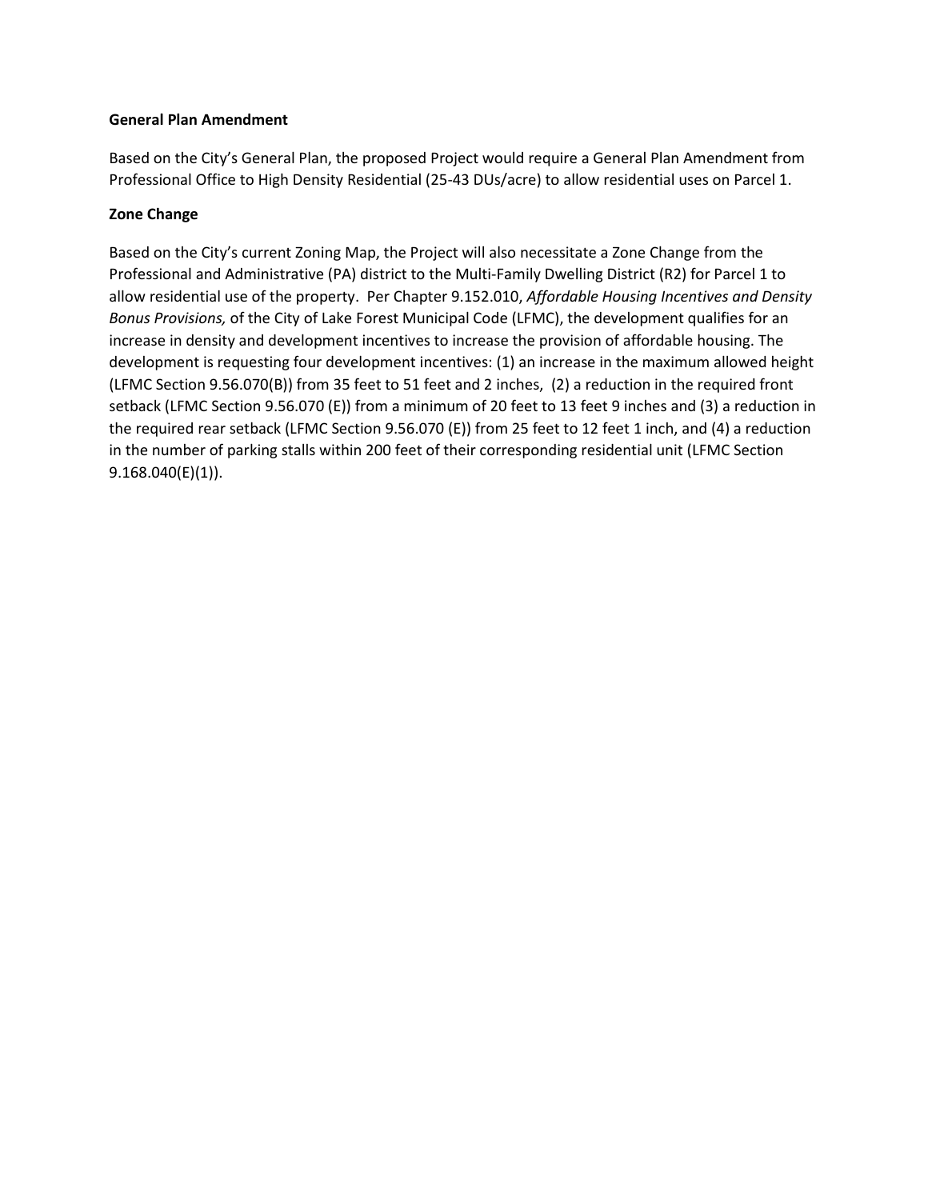**General Plan Amendment**

Based on the City's General Plan, the proposed Project would require a General Plan Amendment from Professional Office to High Density Residential (25-43 DUs/acre) to allow residential uses on Parcel 1.

**Zone Change**

Based on the City's current Zoning Map, the Project will also necessitate a Zone Change from the Professional and Administrative (PA) district to the Multi-Family Dwelling District (R2) for Parcel 1 to allow residential use of the property. Per Chapter 9.152.010, *Affordable Housing Incentives and Density Bonus Provisions,* of the City of Lake Forest Municipal Code (LFMC), the development qualifies for an increase in density and development incentives to increase the provision of affordable housing. The development is requesting four development incentives: (1) an increase in the maximum allowed height (LFMC Section 9.56.070(B)) from 35 feet to 51 feet and 2 inches, (2) a reduction in the required front setback (LFMC Section 9.56.070 (E)) from a minimum of 20 feet to 13 feet 9 inches and (3) a reduction in the required rear setback (LFMC Section 9.56.070 (E)) from 25 feet to 12 feet 1 inch, and (4) a reduction in the number of parking stalls within 200 feet of their corresponding residential unit (LFMC Section 9.168.040(E)(1)).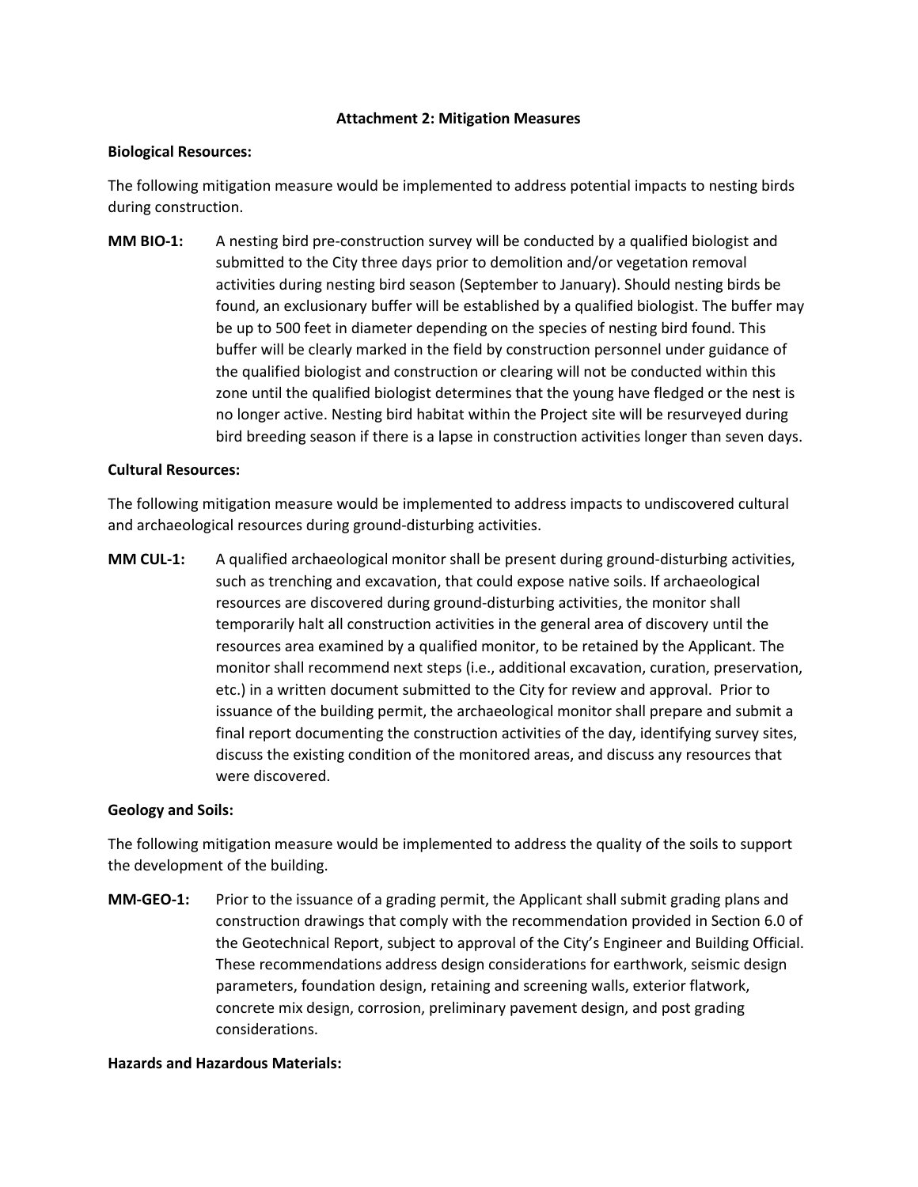## Attachment 2: Mitigation Measures

**Biological Resources:**

The following mitigation measure would be implemented to address potential impacts to nesting birds during construction.

**MM BIO-1:** A nesting bird pre-construction survey will be conducted by a qualified biologist and submitted to the City three days prior to demolition and/or vegetation removal activities during nesting bird season (September to January). Should nesting birds be found, an exclusionary buffer will be established by a qualified biologist. The buffer may be up to 500 feet in diameter depending on the species of nesting bird found. This buffer will be clearly marked in the field by construction personnel under guidance of the qualified biologist and construction or clearing will not be conducted within this zone until the qualified biologist determines that the young have fledged or the nest is no longer active. Nesting bird habitat within the Project site will be resurveyed during bird breeding season if there is a lapse in construction activities longer than seven days.

**Cultural Resources:**

The following mitigation measure would be implemented to address impacts to undiscovered cultural and archaeological resources during ground-disturbing activities.

**MM CUL-1:** A qualified archaeological monitor shall be present during ground-disturbing activities, such as trenching and excavation, that could expose native soils. If archaeological resources are discovered during ground-disturbing activities, the monitor shall temporarily halt all construction activities in the general area of discovery until the resources area examined by a qualified monitor, to be retained by the Applicant. The monitor shall recommend next steps (i.e., additional excavation, curation, preservation, etc.) in a written document submitted to the City for review and approval. Prior to issuance of the building permit, the archaeological monitor shall prepare and submit a final report documenting the construction activities of the day, identifying survey sites, discuss the existing condition of the monitored areas, and discuss any resources that were discovered.

**Geology and Soils:**

The following mitigation measure would be implemented to address the quality of the soils to support the development of the building.

**MM-GEO-1:** Prior to the issuance of a grading permit, the Applicant shall submit grading plans and construction drawings that comply with the recommendation provided in Section 6.0 of the Geotechnical Report, subject to approval of the City's Engineer and Building Official. These recommendations address design considerations for earthwork, seismic design parameters, foundation design, retaining and screening walls, exterior flatwork, concrete mix design, corrosion, preliminary pavement design, and post grading considerations.

**Hazards and Hazardous Materials:**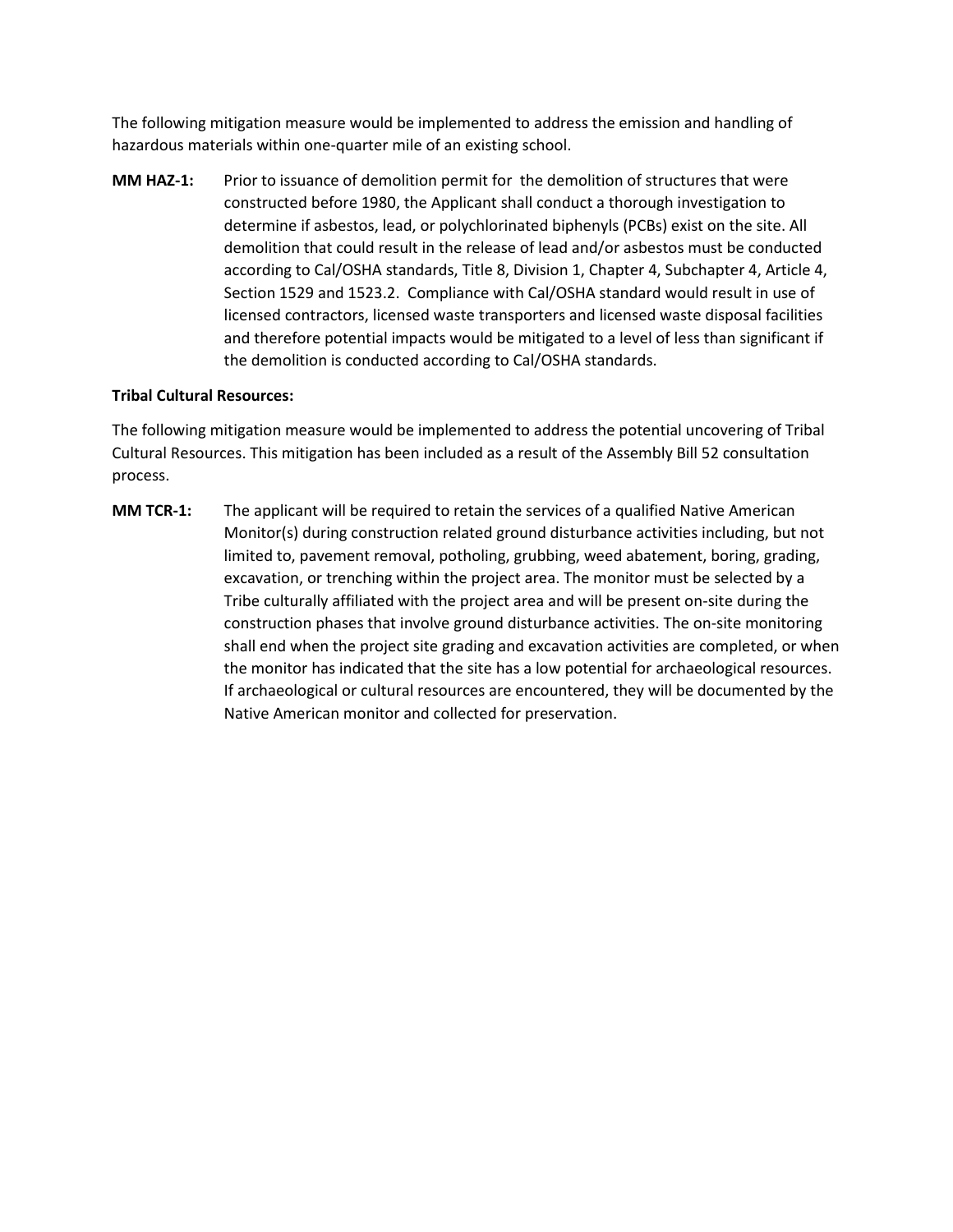The following mitigation measure would be implemented to address the emission and handling of hazardous materials within one-quarter mile of an existing school.

**MM HAZ-1:** Prior to issuance of demolition permit for the demolition of structures that were constructed before 1980, the Applicant shall conduct a thorough investigation to determine if asbestos, lead, or polychlorinated biphenyls (PCBs) exist on the site. All demolition that could result in the release of lead and/or asbestos must be conducted according to Cal/OSHA standards, Title 8, Division 1, Chapter 4, Subchapter 4, Article 4, Section 1529 and 1523.2. Compliance with Cal/OSHA standard would result in use of licensed contractors, licensed waste transporters and licensed waste disposal facilities and therefore potential impacts would be mitigated to a level of less than significant if the demolition is conducted according to Cal/OSHA standards.

**Tribal Cultural Resources:**

The following mitigation measure would be implemented to address the potential uncovering of Tribal Cultural Resources. This mitigation has been included as a result of the Assembly Bill 52 consultation process.

**MM TCR-1:** The applicant will be required to retain the services of a qualified Native American Monitor(s) during construction related ground disturbance activities including, but not limited to, pavement removal, potholing, grubbing, weed abatement, boring, grading, excavation, or trenching within the project area. The monitor must be selected by a Tribe culturally affiliated with the project area and will be present on-site during the construction phases that involve ground disturbance activities. The on-site monitoring shall end when the project site grading and excavation activities are completed, or when the monitor has indicated that the site has a low potential for archaeological resources. If archaeological or cultural resources are encountered, they will be documented by the Native American monitor and collected for preservation.